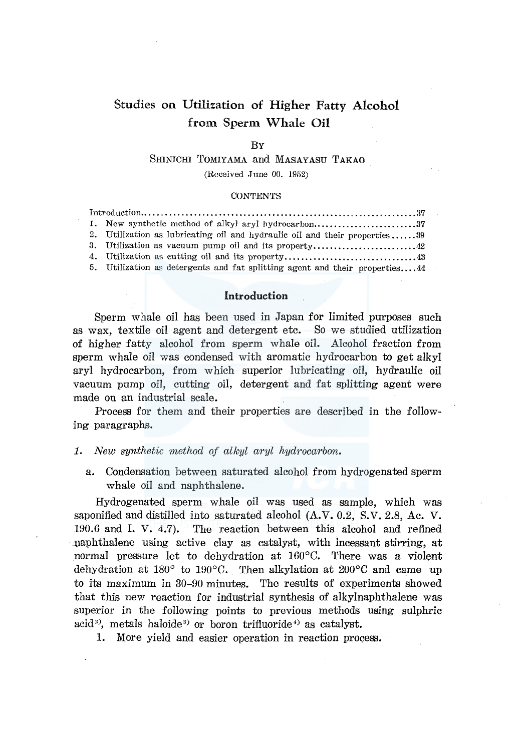# Studies on Utilization of Higher Fatty Alcohol from Sperm Whale Oil

BY

SHINICHI TOMIYAMA and MASAYASU TAKAO

(Received June 00. 1952)

CONTENTS

Introduction........................................................................37
1. New synthetic method of alkyl aryl hydrocarbon.........................37
2. Utilization as lubricating oil and hydraulic oil and their properties......39
3. Utilization as vacuum pump oil and its property.........................42
4. Utilization as cutting oil and its property.................................43
5. Utilization as detergents and fat splitting agent and their properties....44

## Introduction

Sperm whale oil has been used in Japan for limited purposes such as wax, textile oil agent and detergent etc. So we studied utilization of higher fatty alcohol from sperm whale oil. Alcohol fraction from sperm whale oil was condensed with aromatic hydrocarbon to get alkyl aryl hydrocarbon, from which superior lubricating oil, hydraulic oil vacuum pump oil, cutting oil, detergent and fat splitting agent were made on an industrial scale.

Process for them and their properties are described in the following paragraphs.

### 1. *New synthetic method of alkyl aryl hydrocarbon.*

a. Condensation between saturated alcohol from hydrogenated sperm whale oil and naphthalene.

Hydrogenated sperm whale oil was used as sample, which was saponified and distilled into saturated alcohol (A.V. 0.2, S.V. 2.8, Ac. V. 190.6 and I. V. 4.7). The reaction between this alcohol and refined naphthalene using active clay as catalyst, with incessant stirring, at normal pressure let to dehydration at 160°C. There was a violent dehydration at 180° to 190°C. Then alkylation at 200°C and came up to its maximum in 30–90 minutes. The results of experiments showed that this new reaction for industrial synthesis of alkylnaphthalene was superior in the following points to previous methods using sulphric acid[2], metals haloide[3] or boron trifluoride[4] as catalyst.

1. More yield and easier operation in reaction process.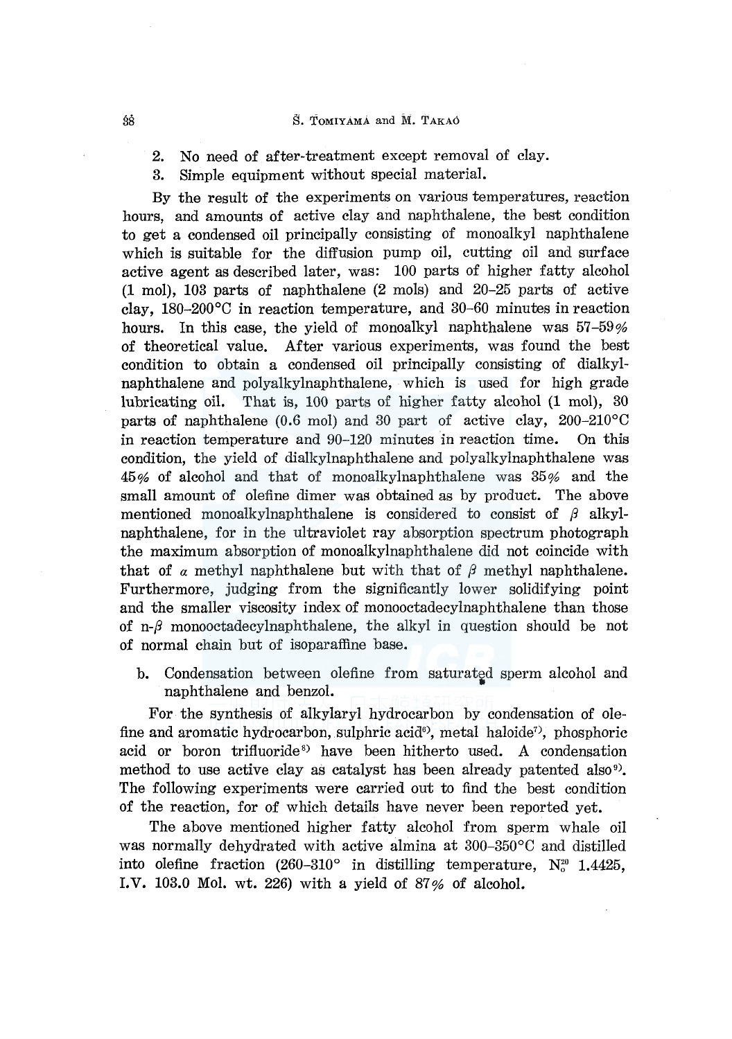2. No need of after-treatment except removal of clay.
3. Simple equipment without special material.

By the result of the experiments on various temperatures, reaction hours, and amounts of active clay and naphthalene, the best condition to get a condensed oil principally consisting of monoalkyl naphthalene which is suitable for the diffusion pump oil, cutting oil and surface active agent as described later, was: 100 parts of higher fatty alcohol (1 mol), 103 parts of naphthalene (2 mols) and 20–25 parts of active clay, 180–200°C in reaction temperature, and 30–60 minutes in reaction hours. In this case, the yield of monoalkyl naphthalene was 57–59% of theoretical value. After various experiments, was found the best condition to obtain a condensed oil principally consisting of dialkylnaphthalene and polyalkylnaphthalene, which is used for high grade lubricating oil. That is, 100 parts of higher fatty alcohol (1 mol), 30 parts of naphthalene (0.6 mol) and 30 part of active clay, 200–210°C in reaction temperature and 90–120 minutes in reaction time. On this condition, the yield of dialkylnaphthalene and polyalkylnaphthalene was 45% of alcohol and that of monoalkylnaphthalene was 35% and the small amount of olefine dimer was obtained as by product. The above mentioned monoalkylnaphthalene is considered to consist of $\beta$ alkylnaphthalene, for in the ultraviolet ray absorption spectrum photograph the maximum absorption of monoalkylnaphthalene did not coincide with that of $\alpha$ methyl naphthalene but with that of $\beta$ methyl naphthalene. Furthermore, judging from the significantly lower solidifying point and the smaller viscosity index of monooctadecylnaphthalene than those of n-$\beta$ monooctadecylnaphthalene, the alkyl in question should be not of normal chain but of isoparaffine base.

b. Condensation between olefine from saturated sperm alcohol and naphthalene and benzol.

For the synthesis of alkylaryl hydrocarbon by condensation of olefine and aromatic hydrocarbon, sulphric acid[6], metal haloide[7], phosphoric acid or boron trifluoride[8] have been hitherto used. A condensation method to use active clay as catalyst has been already patented also[9]. The following experiments were carried out to find the best condition of the reaction, for of which details have never been reported yet.

The above mentioned higher fatty alcohol from sperm whale oil was normally dehydrated with active almina at 300–350°C and distilled into olefine fraction (260–310° in distilling temperature, $N_D^{20}$ 1.4425, I.V. 103.0 Mol. wt. 226) with a yield of 87% of alcohol.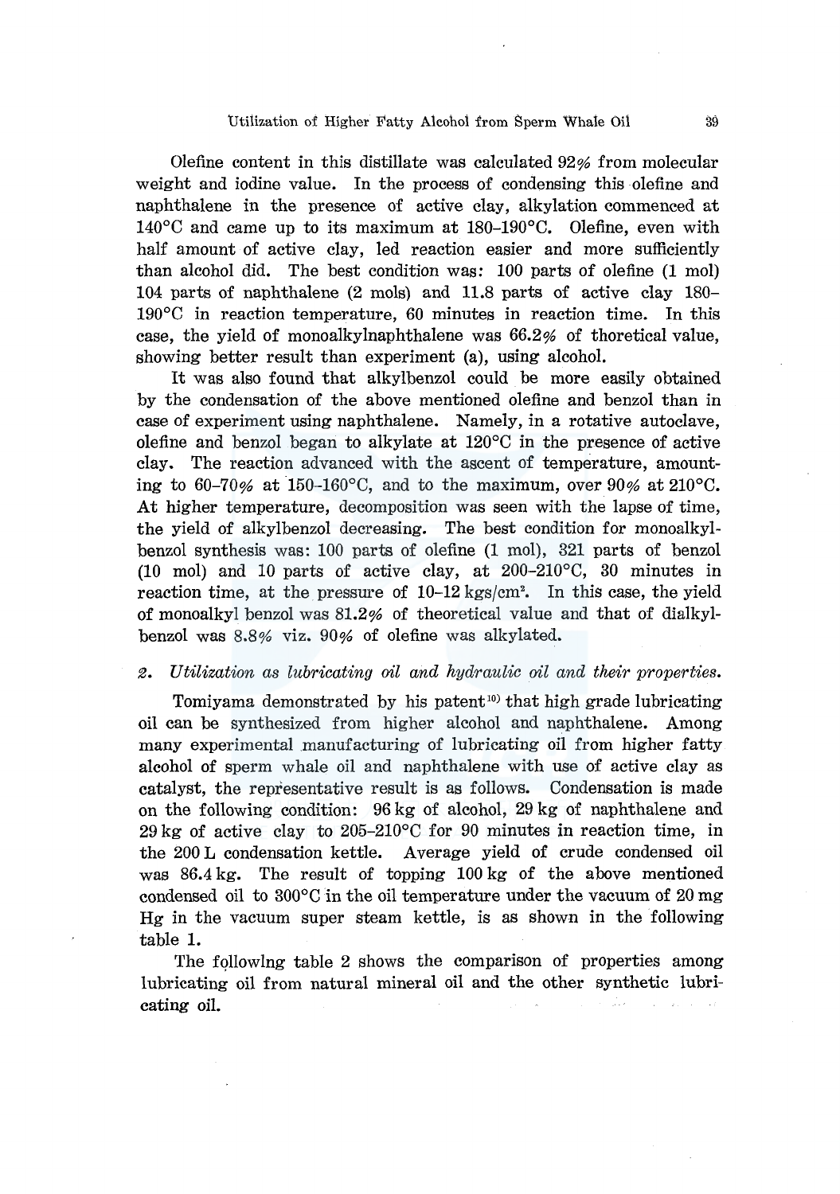Olefine content in this distillate was calculated 92% from molecular weight and iodine value. In the process of condensing this olefine and naphthalene in the presence of active clay, alkylation commenced at 140°C and came up to its maximum at 180–190°C. Olefine, even with half amount of active clay, led reaction easier and more sufficiently than alcohol did. The best condition was: 100 parts of olefine (1 mol) 104 parts of naphthalene (2 mols) and 11.8 parts of active clay 180–190°C in reaction temperature, 60 minutes in reaction time. In this case, the yield of monoalkylnaphthalene was 66.2% of thoretical value, showing better result than experiment (a), using alcohol.

It was also found that alkylbenzol could be more easily obtained by the condensation of the above mentioned olefine and benzol than in case of experiment using naphthalene. Namely, in a rotative autoclave, olefine and benzol began to alkylate at 120°C in the presence of active clay. The reaction advanced with the ascent of temperature, amounting to 60–70% at 150–160°C, and to the maximum, over 90% at 210°C. At higher temperature, decomposition was seen with the lapse of time, the yield of alkylbenzol decreasing. The best condition for monoalkylbenzol synthesis was: 100 parts of olefine (1 mol), 321 parts of benzol (10 mol) and 10 parts of active clay, at 200–210°C, 30 minutes in reaction time, at the pressure of 10–12 kgs/cm². In this case, the yield of monoalkyl benzol was 81.2% of theoretical value and that of dialkylbenzol was 8.8% viz. 90% of olefine was alkylated.

### 2. *Utilization as lubricating oil and hydraulic oil and their properties.*

Tomiyama demonstrated by his patent[10] that high grade lubricating oil can be synthesized from higher alcohol and naphthalene. Among many experimental manufacturing of lubricating oil from higher fatty alcohol of sperm whale oil and naphthalene with use of active clay as catalyst, the representative result is as follows. Condensation is made on the following condition: 96 kg of alcohol, 29 kg of naphthalene and 29 kg of active clay to 205–210°C for 90 minutes in reaction time, in the 200 L condensation kettle. Average yield of crude condensed oil was 86.4 kg. The result of topping 100 kg of the above mentioned condensed oil to 300°C in the oil temperature under the vacuum of 20 mg Hg in the vacuum super steam kettle, is as shown in the following table 1.

The following table 2 shows the comparison of properties among lubricating oil from natural mineral oil and the other synthetic lubricating oil.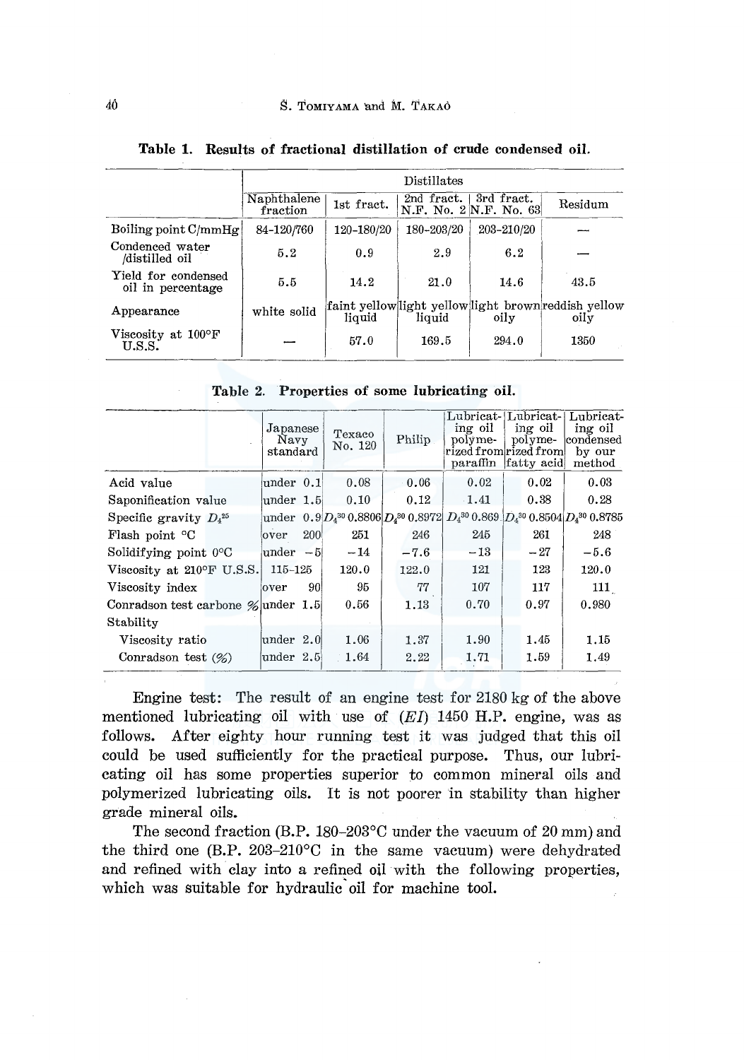**Table 1. Results of fractional distillation of crude condensed oil.**

| | Distillates | | | | |
|---|---|---|---|---|---|
| | Naphthalene fraction | 1st fract. | 2nd fract. N.F. No. 2 | 3rd fract. N.F. No. 63 | Residum |
| Boiling point C/mmHg | 84–120/760 | 120–180/20 | 180–203/20 | 203–210/20 | — |
| Condenced water /distilled oil | 5.2 | 0.9 | 2.9 | 6.2 | — |
| Yield for condensed oil in percentage | 5.5 | 14.2 | 21.0 | 14.6 | 43.5 |
| Appearance | white solid | faint yellow liquid | light yellow liquid | light brown oily | reddish yellow oily |
| Viscosity at 100°F U.S.S. | — | 57.0 | 169.5 | 294.0 | 1350 |

**Table 2. Properties of some lubricating oil.**

| | Japanese Navy standard | Texaco No. 120 | Philip | Lubricating oil polymerized from paraffin | Lubricating oil polymerized from fatty acid | Lubricating oil condensed by our method |
|---|---|---|---|---|---|---|
| Acid value | under 0.1 | 0.08 | 0.06 | 0.02 | 0.02 | 0.03 |
| Saponification value | under 1.5 | 0.10 | 0.12 | 1.41 | 0.38 | 0.28 |
| Specific gravity $D_4^{25}$ | under 0.9 | $D_4^{30}$ 0.8806 | $D_4^{30}$ 0.8972 | $D_4^{30}$ 0.869 | $D_4^{30}$ 0.8504 | $D_4^{30}$ 0.8785 |
| Flash point °C | over 200 | 251 | 246 | 245 | 261 | 248 |
| Solidifying point 0°C | under −5 | −14 | −7.6 | −13 | −27 | −5.6 |
| Viscosity at 210°F U.S.S. | 115–125 | 120.0 | 122.0 | 121 | 123 | 120.0 |
| Viscosity index | over 90 | 95 | 77 | 107 | 117 | 111 |
| Conradson test carbone % | under 1.5 | 0.56 | 1.13 | 0.70 | 0.97 | 0.980 |
| Stability | | | | | | |
| Viscosity ratio | under 2.0 | 1.06 | 1.37 | 1.90 | 1.45 | 1.15 |
| Conradson test (%) | under 2.5 | 1.64 | 2.22 | 1.71 | 1.59 | 1.49 |

Engine test: The result of an engine test for 2180 kg of the above mentioned lubricating oil with use of (*EI*) 1450 H.P. engine, was as follows. After eighty hour running test it was judged that this oil could be used sufficiently for the practical purpose. Thus, our lubricating oil has some properties superior to common mineral oils and polymerized lubricating oils. It is not poorer in stability than higher grade mineral oils.

The second fraction (B.P. 180–203°C under the vacuum of 20 mm) and the third one (B.P. 203–210°C in the same vacuum) were dehydrated and refined with clay into a refined oil with the following properties, which was suitable for hydraulic oil for machine tool.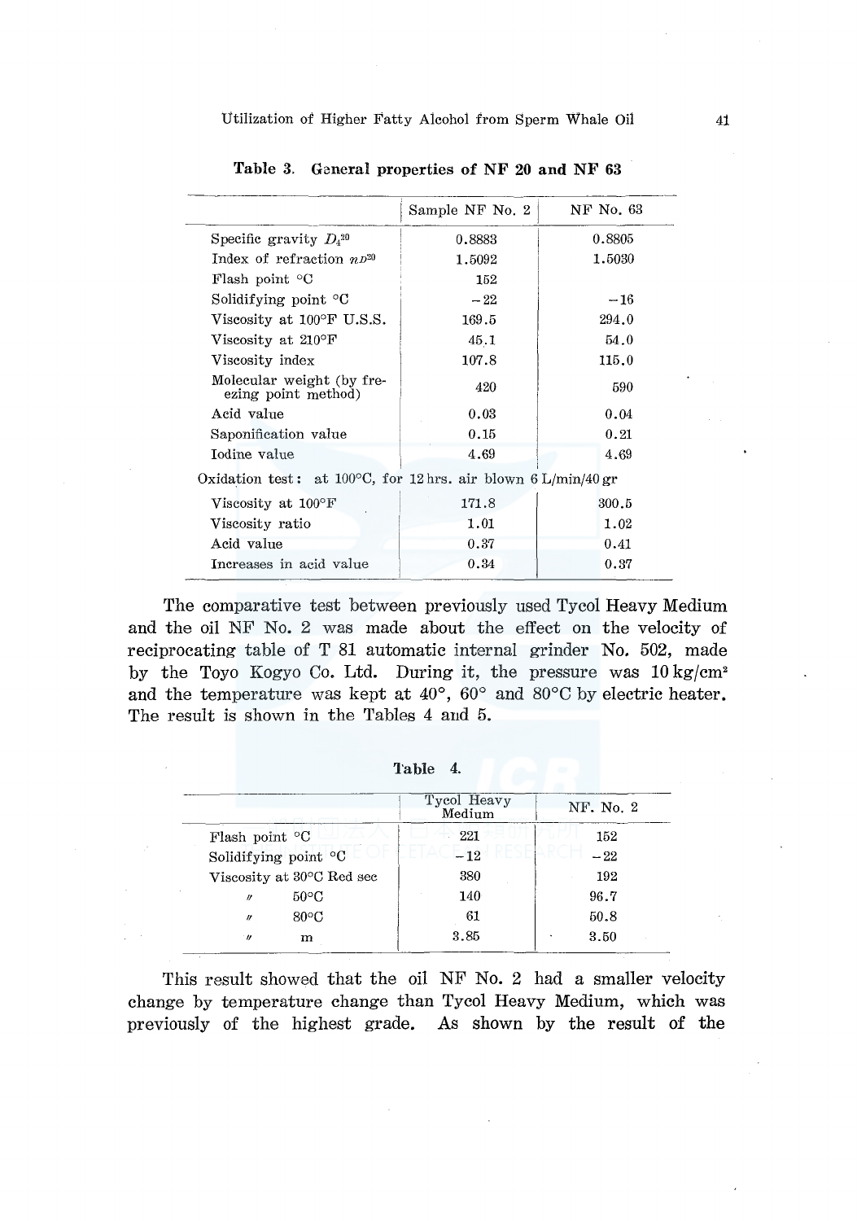**Table 3. General properties of NF 20 and NF 63**

| | Sample NF No. 2 | NF No. 63 |
|---|---|---|
| Specific gravity $D_4^{20}$ | 0.8883 | 0.8805 |
| Index of refraction $n_D^{20}$ | 1.5092 | 1.5030 |
| Flash point °C | 152 | |
| Solidifying point °C | −22 | −16 |
| Viscosity at 100°F U.S.S. | 169.5 | 294.0 |
| Viscosity at 210°F | 45.1 | 54.0 |
| Viscosity index | 107.8 | 115.0 |
| Molecular weight (by freezing point method) | 420 | 590 |
| Acid value | 0.03 | 0.04 |
| Saponification value | 0.15 | 0.21 |
| Iodine value | 4.69 | 4.69 |
| Oxidation test: at 100°C, for 12 hrs. air blown 6 L/min/40 gr | | |
| Viscosity at 100°F | 171.8 | 300.5 |
| Viscosity ratio | 1.01 | 1.02 |
| Acid value | 0.37 | 0.41 |
| Increases in acid value | 0.34 | 0.37 |

The comparative test between previously used Tycol Heavy Medium and the oil NF No. 2 was made about the effect on the velocity of reciprocating table of T 81 automatic internal grinder No. 502, made by the Toyo Kogyo Co. Ltd. During it, the pressure was 10 kg/cm² and the temperature was kept at 40°, 60° and 80°C by electric heater. The result is shown in the Tables 4 and 5.

**Table 4.**

| | Tycol Heavy Medium | NF. No. 2 |
|---|---|---|
| Flash point °C | 221 | 152 |
| Solidifying point °C | −12 | −22 |
| Viscosity at 30°C Red sec | 380 | 192 |
| 〃 50°C | 140 | 96.7 |
| 〃 80°C | 61 | 50.8 |
| 〃 m | 3.85 | 3.50 |

This result showed that the oil NF No. 2 had a smaller velocity change by temperature change than Tycol Heavy Medium, which was previously of the highest grade. As shown by the result of the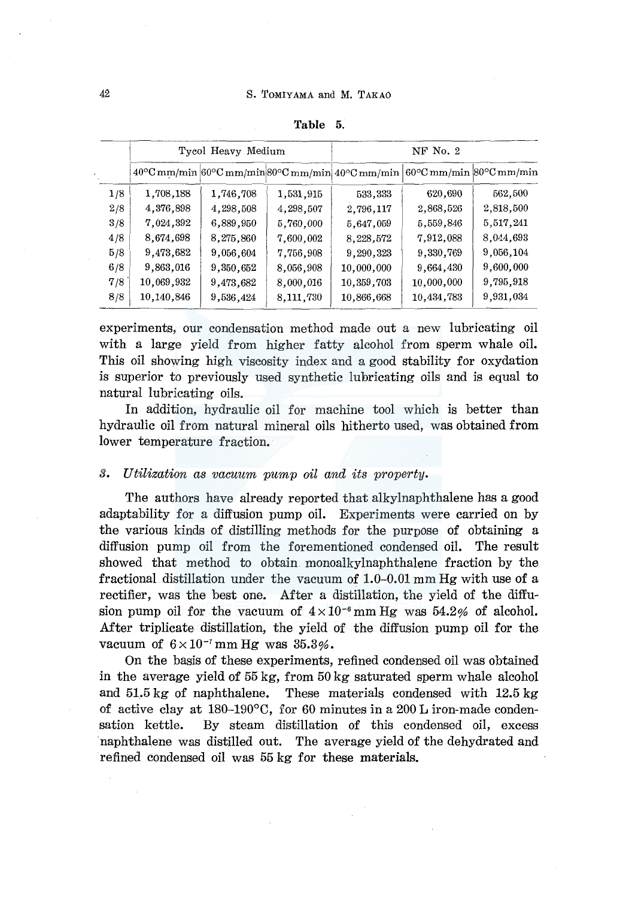**Table 5.**

| | Tycol Heavy Medium | | | NF No. 2 | | |
|---|---|---|---|---|---|---|
| | 40°C mm/min | 60°C mm/min | 80°C mm/min | 40°C mm/min | 60°C mm/min | 80°C mm/min |
| 1/8 | 1,708,188 | 1,746,708 | 1,531,915 | 533,333 | 620,690 | 562,500 |
| 2/8 | 4,376,898 | 4,298,508 | 4,298,507 | 2,796,117 | 2,868,526 | 2,818,500 |
| 3/8 | 7,024,392 | 6,889,950 | 5,760,000 | 5,647,059 | 5,559,846 | 5,517,241 |
| 4/8 | 8,674,698 | 8,275,860 | 7,600,002 | 8,228,572 | 7,912,088 | 8,044,693 |
| 5/8 | 9,473,682 | 9,056,604 | 7,756,908 | 9,290,323 | 9,330,769 | 9,056,104 |
| 6/8 | 9,863,016 | 9,350,652 | 8,056,908 | 10,000,000 | 9,664,430 | 9,600,000 |
| 7/8 | 10,069,932 | 9,473,682 | 8,000,016 | 10,359,703 | 10,000,000 | 9,795,918 |
| 8/8 | 10,140,846 | 9,536,424 | 8,111,730 | 10,866,668 | 10,434,783 | 9,931,034 |

experiments, our condensation method made out a new lubricating oil with a large yield from higher fatty alcohol from sperm whale oil. This oil showing high viscosity index and a good stability for oxydation is superior to previously used synthetic lubricating oils and is equal to natural lubricating oils.

In addition, hydraulic oil for machine tool which is better than hydraulic oil from natural mineral oils hitherto used, was obtained from lower temperature fraction.

### *3. Utilization as vacuum pump oil and its property.*

The authors have already reported that alkylnaphthalene has a good adaptability for a diffusion pump oil. Experiments were carried on by the various kinds of distilling methods for the purpose of obtaining a diffusion pump oil from the forementioned condensed oil. The result showed that method to obtain monoalkylnaphthalene fraction by the fractional distillation under the vacuum of 1.0–0.01 mm Hg with use of a rectifier, was the best one. After a distillation, the yield of the diffusion pump oil for the vacuum of $4\times10^{-6}$ mm Hg was 54.2% of alcohol. After triplicate distillation, the yield of the diffusion pump oil for the vacuum of $6\times10^{-7}$ mm Hg was 35.3%.

On the basis of these experiments, refined condensed oil was obtained in the average yield of 55 kg, from 50 kg saturated sperm whale alcohol and 51.5 kg of naphthalene. These materials condensed with 12.5 kg of active clay at 180–190°C, for 60 minutes in a 200 L iron-made condensation kettle. By steam distillation of this condensed oil, excess naphthalene was distilled out. The average yield of the dehydrated and refined condensed oil was 55 kg for these materials.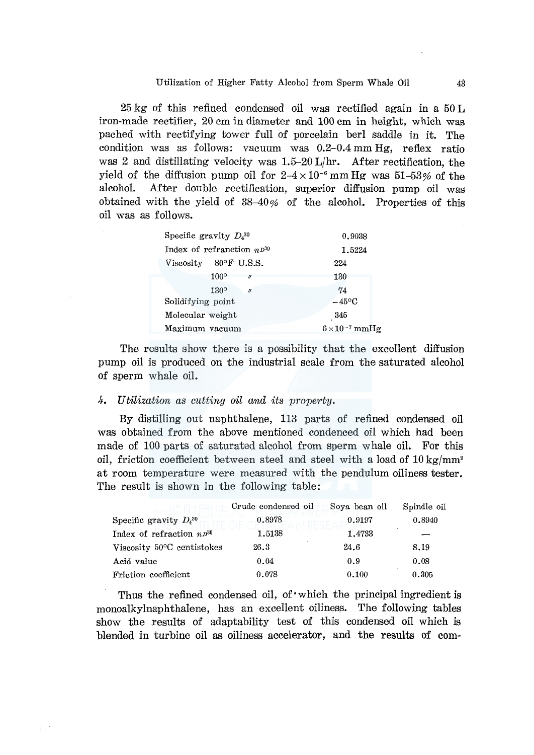25 kg of this refined condensed oil was rectified again in a 50 L iron-made rectifier, 20 cm in diameter and 100 cm in height, which was pached with rectifying tower full of porcelain berl saddle in it. The condition was as follows: vacuum was 0.2–0.4 mm Hg, reflex ratio was 2 and distillating velocity was 1.5–20 L/hr. After rectification, the yield of the diffusion pump oil for $2\text{–}4 \times 10^{-6}$ mm Hg was 51–53% of the alcohol. After double rectification, superior diffusion pump oil was obtained with the yield of 38–40% of the alcohol. Properties of this oil was as follows.

| | |
|---|---|
| Specific gravity $D_4^{30}$ | 0.9038 |
| Index of refranction $n_D^{30}$ | 1.5224 |
| Viscosity 80°F U.S.S. | 224 |
| 100° 〃 | 130 |
| 130° 〃 | 74 |
| Solidifying point | −45°C |
| Molecular weight | 345 |
| Maximum vacuum | $6 \times 10^{-7}$ mmHg |

The results show there is a possibility that the excellent diffusion pump oil is produced on the industrial scale from the saturated alcohol of sperm whale oil.

### 4. *Utilization as cutting oil and its property.*

By distilling out naphthalene, 113 parts of refined condensed oil was obtained from the above mentioned condenced oil which had been made of 100 parts of saturated alcohol from sperm whale oil. For this oil, friction coefficient between steel and steel with a load of 10 kg/mm² at room temperature were measured with the pendulum oiliness tester. The result is shown in the following table:

| | Crude condensed oil | Soya bean oil | Spindle oil |
|---|---|---|---|
| Specific gravity $D_4^{30}$ | 0.8978 | 0.9197 | 0.8940 |
| Index of refraction $n_D^{30}$ | 1.5138 | 1.4733 | — |
| Viscosity 50°C centistokes | 26.3 | 24.6 | 8.19 |
| Acid value | 0.04 | 0.9 | 0.08 |
| Friction coeffieient | 0.078 | 0.100 | 0.305 |

Thus the refined condensed oil, of which the principal ingredient is monoalkylnaphthalene, has an excellent oiliness. The following tables show the results of adaptability test of this condensed oil which is blended in turbine oil as oiliness accelerator, and the results of com-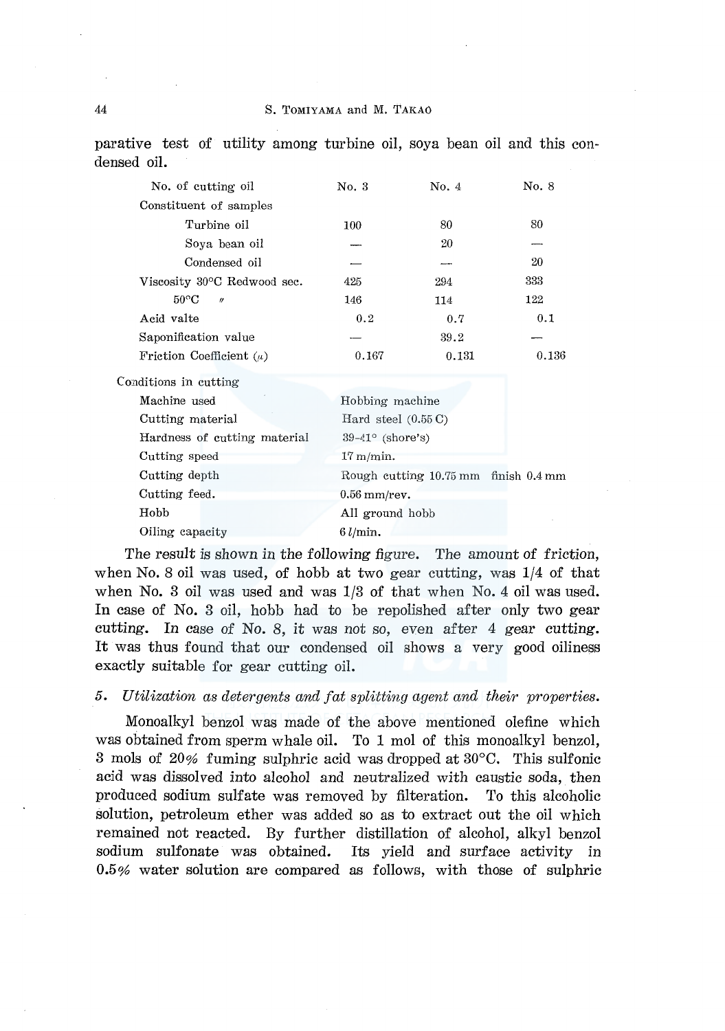parative test of utility among turbine oil, soya bean oil and this condensed oil.

| No. of cutting oil | No. 3 | No. 4 | No. 8 |
|---|---|---|---|
| Constituent of samples | | | |
| Turbine oil | 100 | 80 | 80 |
| Soya bean oil | — | 20 | — |
| Condensed oil | — | — | 20 |
| Viscosity 30°C Redwood sec. | 425 | 294 | 333 |
| 50°C 〃 | 146 | 114 | 122 |
| Acid valte | 0.2 | 0.7 | 0.1 |
| Saponification value | — | 39.2 | — |
| Friction Coefficient ($\mu$) | 0.167 | 0.131 | 0.136 |

Conditions in cutting

| | |
|---|---|
| Machine used | Hobbing machine |
| Cutting material | Hard steel (0.55 C) |
| Hardness of cutting material | 39–41° (shore's) |
| Cutting speed | 17 m/min. |
| Cutting depth | Rough cutting 10.75 mm finish 0.4 mm |
| Cutting feed. | 0.56 mm/rev. |
| Hobb | All ground hobb |
| Oiling capacity | 6 $l$/min. |

The result is shown in the following figure. The amount of friction, when No. 8 oil was used, of hobb at two gear cutting, was 1/4 of that when No. 3 oil was used and was 1/3 of that when No. 4 oil was used. In case of No. 3 oil, hobb had to be repolished after only two gear cutting. In case of No. 8, it was not so, even after 4 gear cutting. It was thus found that our condensed oil shows a very good oiliness exactly suitable for gear cutting oil.

*5. Utilization as detergents and fat splitting agent and their properties.*

Monoalkyl benzol was made of the above mentioned olefine which was obtained from sperm whale oil. To 1 mol of this monoalkyl benzol, 3 mols of 20% fuming sulphric acid was dropped at 30°C. This sulfonic acid was dissolved into alcohol and neutralized with caustic soda, then produced sodium sulfate was removed by filteration. To this alcoholic solution, petroleum ether was added so as to extract out the oil which remained not reacted. By further distillation of alcohol, alkyl benzol sodium sulfonate was obtained. Its yield and surface activity in 0.5% water solution are compared as follows, with those of sulphric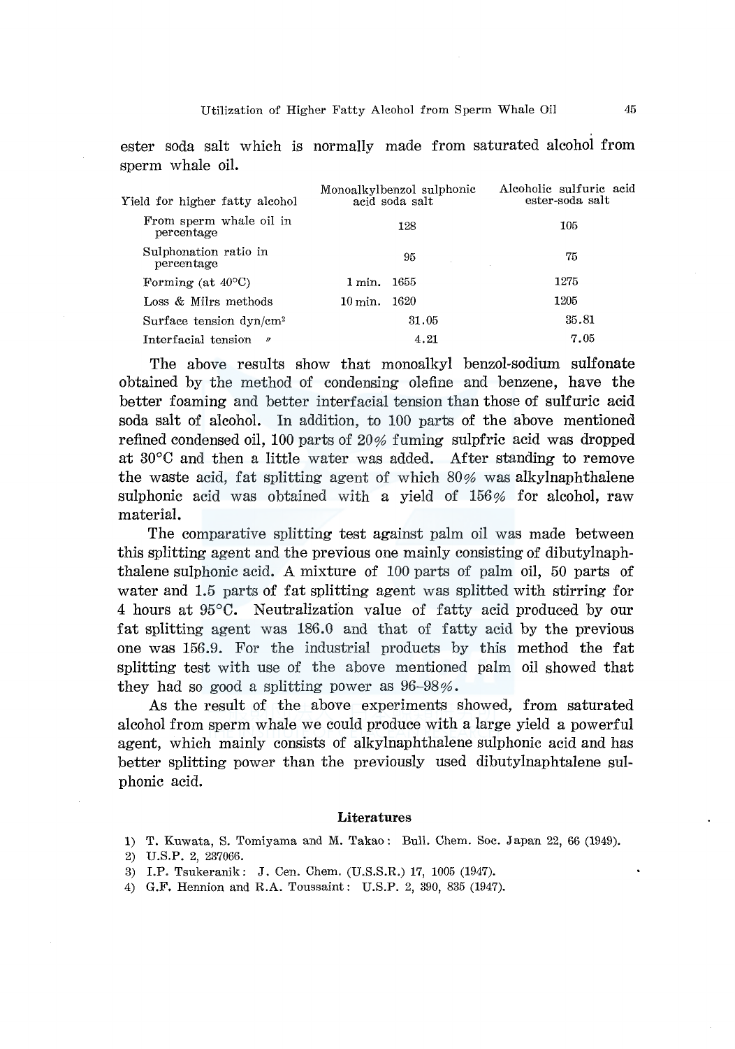ester soda salt which is normally made from saturated alcohol from sperm whale oil.

| Yield for higher fatty alcohol | Monoalkylbenzol sulphonic acid soda salt | Alcoholic sulfuric acid ester-soda salt |
|---|---|---|
| From sperm whale oil in percentage | 128 | 105 |
| Sulphonation ratio in percentage | 95 | 75 |
| Forming (at 40°C) | 1 min. 1655 | 1275 |
| Loss & Milrs methods | 10 min. 1620 | 1205 |
| Surface tension dyn/cm$^2$ | 31.05 | 35.81 |
| Interfacial tension 〃 | 4.21 | 7.05 |

The above results show that monoalkyl benzol-sodium sulfonate obtained by the method of condensing olefine and benzene, have the better foaming and better interfacial tension than those of sulfuric acid soda salt of alcohol. In addition, to 100 parts of the above mentioned refined condensed oil, 100 parts of 20% fuming sulpfric acid was dropped at 30°C and then a little water was added. After standing to remove the waste acid, fat splitting agent of which 80% was alkylnaphthalene sulphonic acid was obtained with a yield of 156% for alcohol, raw material.

The comparative splitting test against palm oil was made between this splitting agent and the previous one mainly consisting of dibutylnaphthalene sulphonic acid. A mixture of 100 parts of palm oil, 50 parts of water and 1.5 parts of fat splitting agent was splitted with stirring for 4 hours at 95°C. Neutralization value of fatty acid produced by our fat splitting agent was 186.0 and that of fatty acid by the previous one was 156.9. For the industrial products by this method the fat splitting test with use of the above mentioned palm oil showed that they had so good a splitting power as 96–98%.

As the result of the above experiments showed, from saturated alcohol from sperm whale we could produce with a large yield a powerful agent, which mainly consists of alkylnaphthalene sulphonic acid and has better splitting power than the previously used dibutylnaphtalene sulphonic acid.

### Literatures

1) T. Kuwata, S. Tomiyama and M. Takao: Bull. Chem. Soc. Japan 22, 66 (1949).
2) U.S.P. 2, 237066.
3) I.P. Tsukeranik: J. Cen. Chem. (U.S.S.R.) 17, 1005 (1947).
4) G.F. Hennion and R.A. Toussaint: U.S.P. 2, 390, 835 (1947).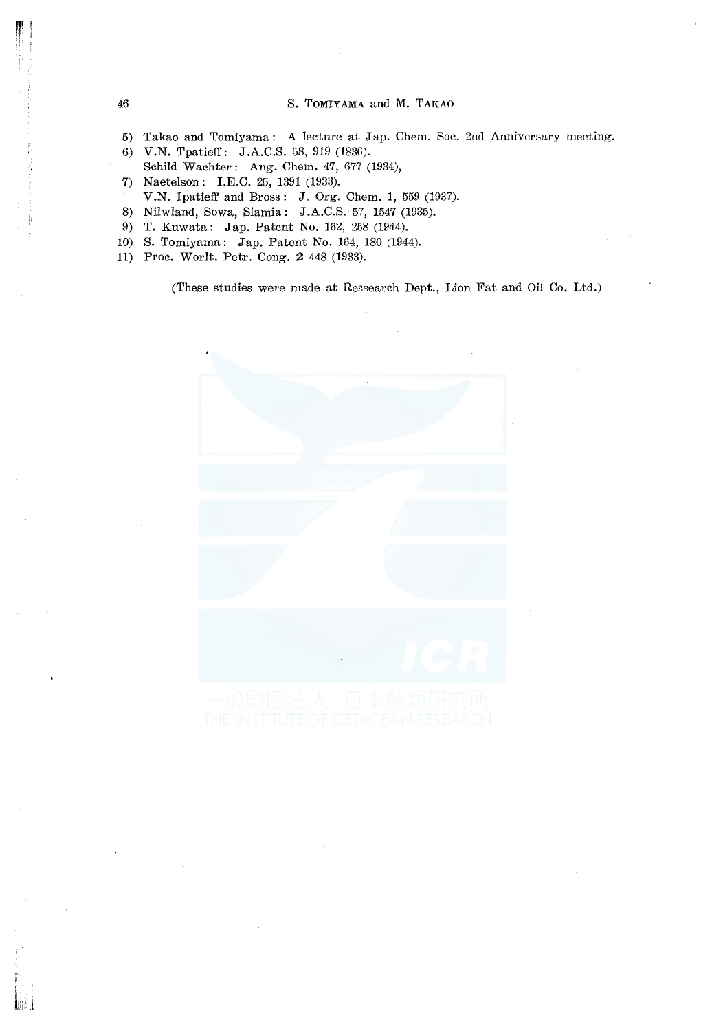5) Takao and Tomiyama: A lecture at Jap. Chem. Soc. 2nd Anniversary meeting.
6) V.N. Tpatieff: J.A.C.S. 58, 919 (1836).
   Schild Wachter: Ang. Chem. 47, 677 (1934),
7) Naetelson: I.E.C. 25, 1391 (1933).
   V.N. Ipatieff and Bross: J. Org. Chem. 1, 559 (1937).
8) Nilwland, Sowa, Slamia: J.A.C.S. 57, 1547 (1935).
9) T. Kuwata: Jap. Patent No. 162, 258 (1944).
10) S. Tomiyama: Jap. Patent No. 164, 180 (1944).
11) Proc. Worlt. Petr. Cong. **2** 448 (1933).

(These studies were made at Ressearch Dept., Lion Fat and Oil Co. Ltd.)